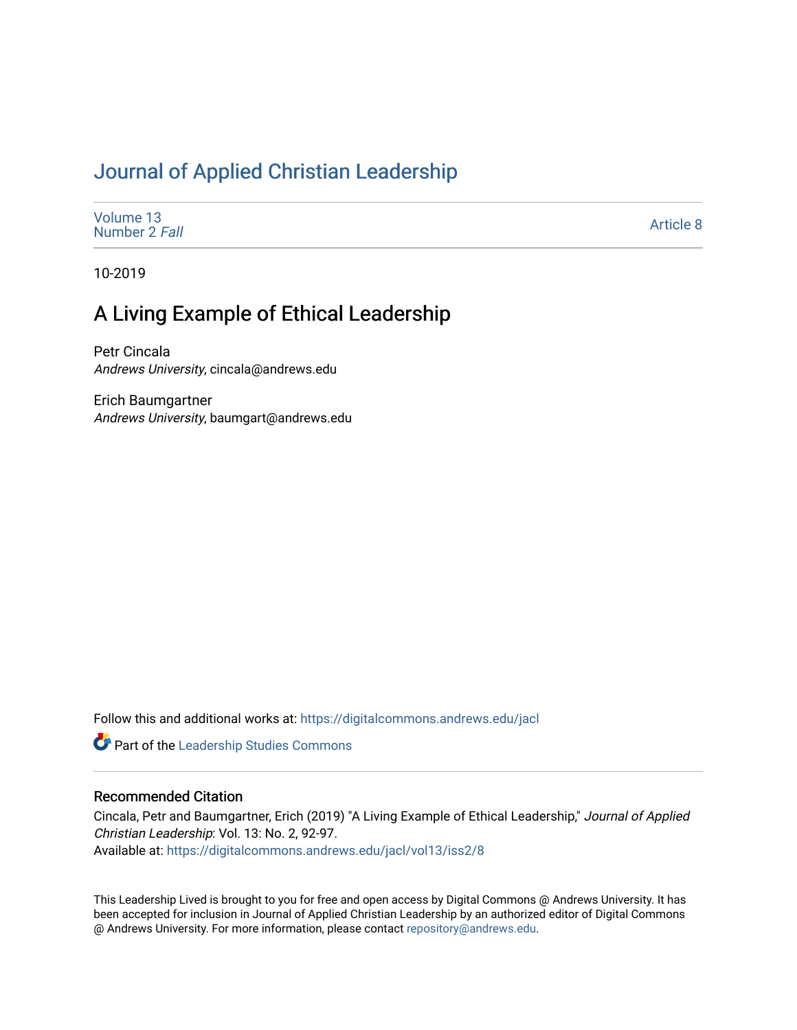# Journal of Applied Christian Leadership

Volume 13
Number 2 *Fall*

Article 8

10-2019

## A Living Example of Ethical Leadership

Petr Cincala
*Andrews University*, cincala@andrews.edu

Erich Baumgartner
*Andrews University*, baumgart@andrews.edu

Follow this and additional works at: https://digitalcommons.andrews.edu/jacl

Part of the Leadership Studies Commons

### Recommended Citation

Cincala, Petr and Baumgartner, Erich (2019) "A Living Example of Ethical Leadership," *Journal of Applied Christian Leadership*: Vol. 13: No. 2, 92-97.
Available at: https://digitalcommons.andrews.edu/jacl/vol13/iss2/8

This Leadership Lived is brought to you for free and open access by Digital Commons @ Andrews University. It has been accepted for inclusion in Journal of Applied Christian Leadership by an authorized editor of Digital Commons @ Andrews University. For more information, please contact repository@andrews.edu.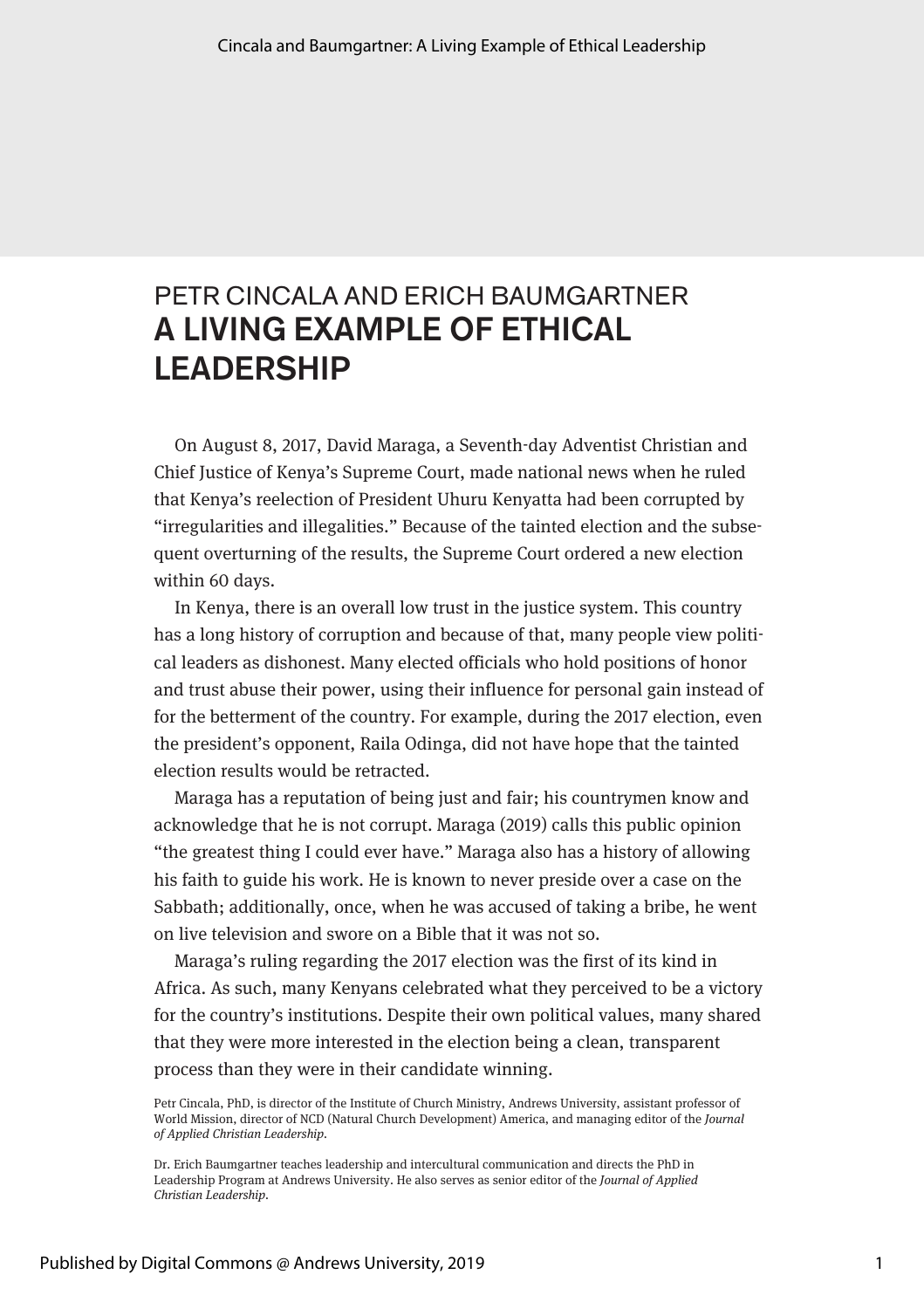# PETR CINCALA AND ERICH BAUMGARTNER
# A LIVING EXAMPLE OF ETHICAL LEADERSHIP

On August 8, 2017, David Maraga, a Seventh-day Adventist Christian and Chief Justice of Kenya's Supreme Court, made national news when he ruled that Kenya's reelection of President Uhuru Kenyatta had been corrupted by "irregularities and illegalities." Because of the tainted election and the subsequent overturning of the results, the Supreme Court ordered a new election within 60 days.

In Kenya, there is an overall low trust in the justice system. This country has a long history of corruption and because of that, many people view political leaders as dishonest. Many elected officials who hold positions of honor and trust abuse their power, using their influence for personal gain instead of for the betterment of the country. For example, during the 2017 election, even the president's opponent, Raila Odinga, did not have hope that the tainted election results would be retracted.

Maraga has a reputation of being just and fair; his countrymen know and acknowledge that he is not corrupt. Maraga (2019) calls this public opinion "the greatest thing I could ever have." Maraga also has a history of allowing his faith to guide his work. He is known to never preside over a case on the Sabbath; additionally, once, when he was accused of taking a bribe, he went on live television and swore on a Bible that it was not so.

Maraga's ruling regarding the 2017 election was the first of its kind in Africa. As such, many Kenyans celebrated what they perceived to be a victory for the country's institutions. Despite their own political values, many shared that they were more interested in the election being a clean, transparent process than they were in their candidate winning.

Petr Cincala, PhD, is director of the Institute of Church Ministry, Andrews University, assistant professor of World Mission, director of NCD (Natural Church Development) America, and managing editor of the *Journal of Applied Christian Leadership*.

Dr. Erich Baumgartner teaches leadership and intercultural communication and directs the PhD in Leadership Program at Andrews University. He also serves as senior editor of the *Journal of Applied Christian Leadership*.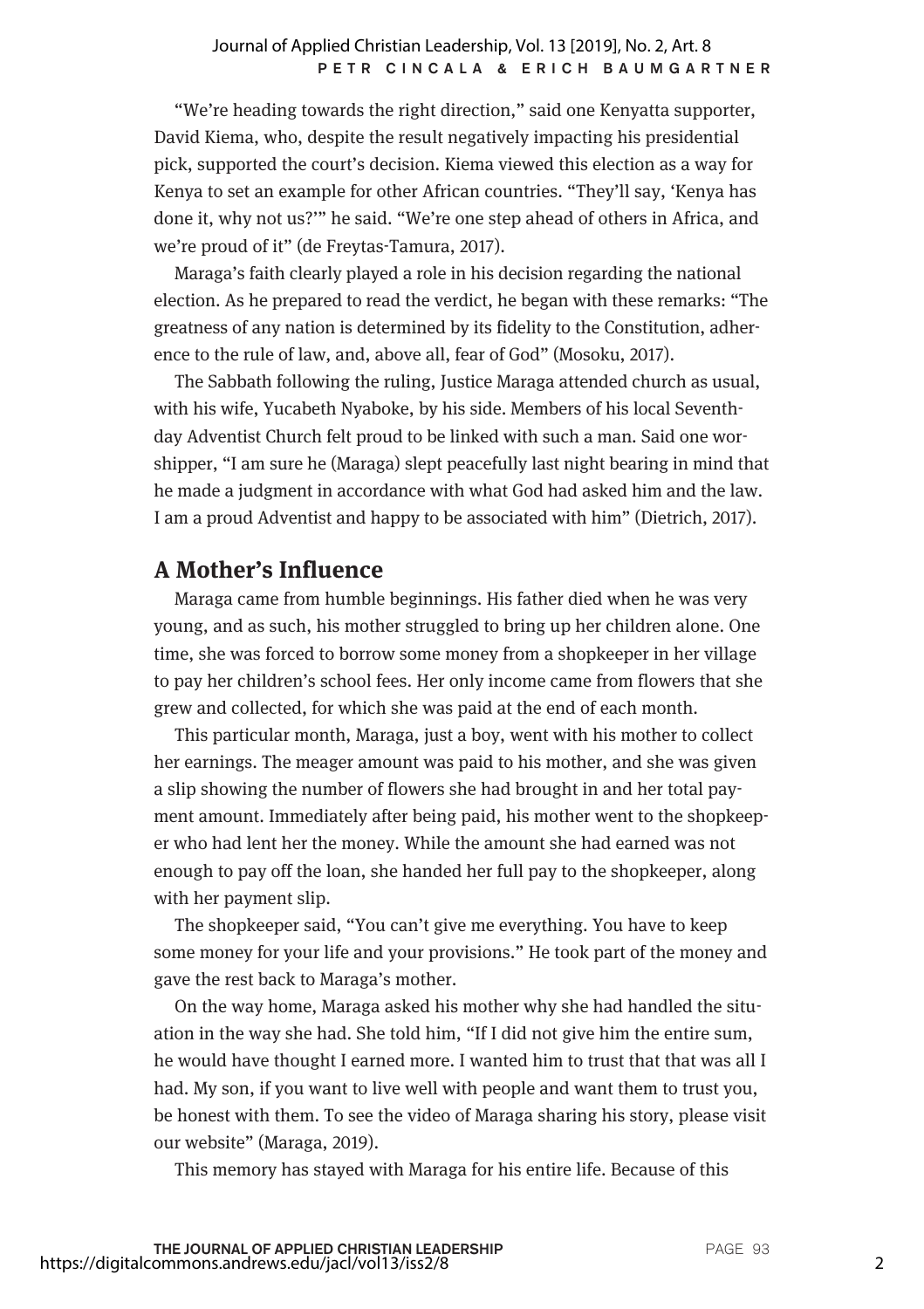"We're heading towards the right direction," said one Kenyatta supporter, David Kiema, who, despite the result negatively impacting his presidential pick, supported the court's decision. Kiema viewed this election as a way for Kenya to set an example for other African countries. "They'll say, 'Kenya has done it, why not us?'" he said. "We're one step ahead of others in Africa, and we're proud of it" (de Freytas-Tamura, 2017).

Maraga's faith clearly played a role in his decision regarding the national election. As he prepared to read the verdict, he began with these remarks: "The greatness of any nation is determined by its fidelity to the Constitution, adherence to the rule of law, and, above all, fear of God" (Mosoku, 2017).

The Sabbath following the ruling, Justice Maraga attended church as usual, with his wife, Yucabeth Nyaboke, by his side. Members of his local Seventh-day Adventist Church felt proud to be linked with such a man. Said one worshipper, "I am sure he (Maraga) slept peacefully last night bearing in mind that he made a judgment in accordance with what God had asked him and the law. I am a proud Adventist and happy to be associated with him" (Dietrich, 2017).

## A Mother's Influence

Maraga came from humble beginnings. His father died when he was very young, and as such, his mother struggled to bring up her children alone. One time, she was forced to borrow some money from a shopkeeper in her village to pay her children's school fees. Her only income came from flowers that she grew and collected, for which she was paid at the end of each month.

This particular month, Maraga, just a boy, went with his mother to collect her earnings. The meager amount was paid to his mother, and she was given a slip showing the number of flowers she had brought in and her total payment amount. Immediately after being paid, his mother went to the shopkeeper who had lent her the money. While the amount she had earned was not enough to pay off the loan, she handed her full pay to the shopkeeper, along with her payment slip.

The shopkeeper said, "You can't give me everything. You have to keep some money for your life and your provisions." He took part of the money and gave the rest back to Maraga's mother.

On the way home, Maraga asked his mother why she had handled the situation in the way she had. She told him, "If I did not give him the entire sum, he would have thought I earned more. I wanted him to trust that that was all I had. My son, if you want to live well with people and want them to trust you, be honest with them. To see the video of Maraga sharing his story, please visit our website" (Maraga, 2019).

This memory has stayed with Maraga for his entire life. Because of this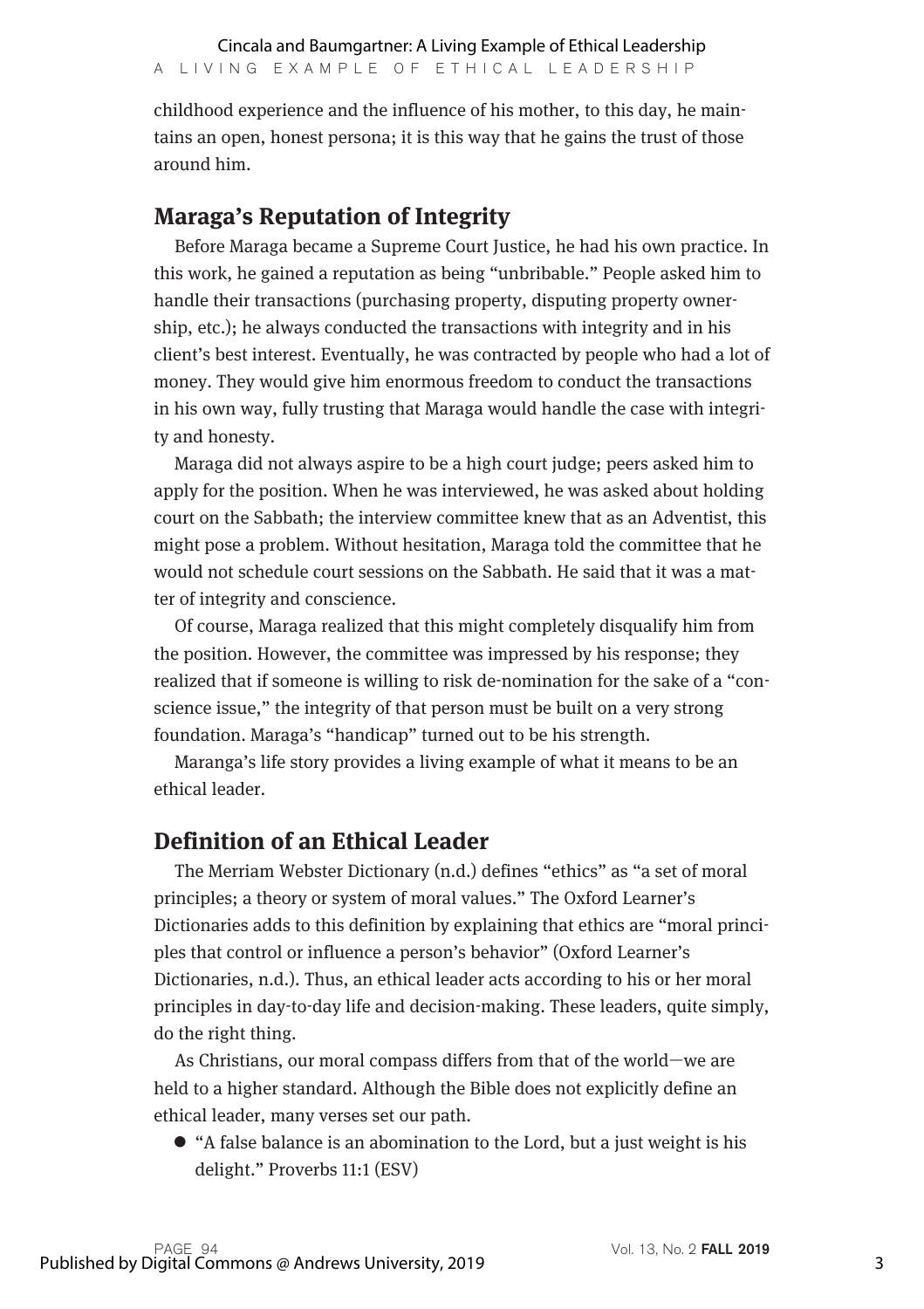childhood experience and the influence of his mother, to this day, he maintains an open, honest persona; it is this way that he gains the trust of those around him.

## Maraga's Reputation of Integrity

Before Maraga became a Supreme Court Justice, he had his own practice. In this work, he gained a reputation as being "unbribable." People asked him to handle their transactions (purchasing property, disputing property ownership, etc.); he always conducted the transactions with integrity and in his client's best interest. Eventually, he was contracted by people who had a lot of money. They would give him enormous freedom to conduct the transactions in his own way, fully trusting that Maraga would handle the case with integrity and honesty.

Maraga did not always aspire to be a high court judge; peers asked him to apply for the position. When he was interviewed, he was asked about holding court on the Sabbath; the interview committee knew that as an Adventist, this might pose a problem. Without hesitation, Maraga told the committee that he would not schedule court sessions on the Sabbath. He said that it was a matter of integrity and conscience.

Of course, Maraga realized that this might completely disqualify him from the position. However, the committee was impressed by his response; they realized that if someone is willing to risk de-nomination for the sake of a "conscience issue," the integrity of that person must be built on a very strong foundation. Maraga's "handicap" turned out to be his strength.

Maranga's life story provides a living example of what it means to be an ethical leader.

## Definition of an Ethical Leader

The Merriam Webster Dictionary (n.d.) defines "ethics" as "a set of moral principles; a theory or system of moral values." The Oxford Learner's Dictionaries adds to this definition by explaining that ethics are "moral principles that control or influence a person's behavior" (Oxford Learner's Dictionaries, n.d.). Thus, an ethical leader acts according to his or her moral principles in day-to-day life and decision-making. These leaders, quite simply, do the right thing.

As Christians, our moral compass differs from that of the world—we are held to a higher standard. Although the Bible does not explicitly define an ethical leader, many verses set our path.

- "A false balance is an abomination to the Lord, but a just weight is his delight." Proverbs 11:1 (ESV)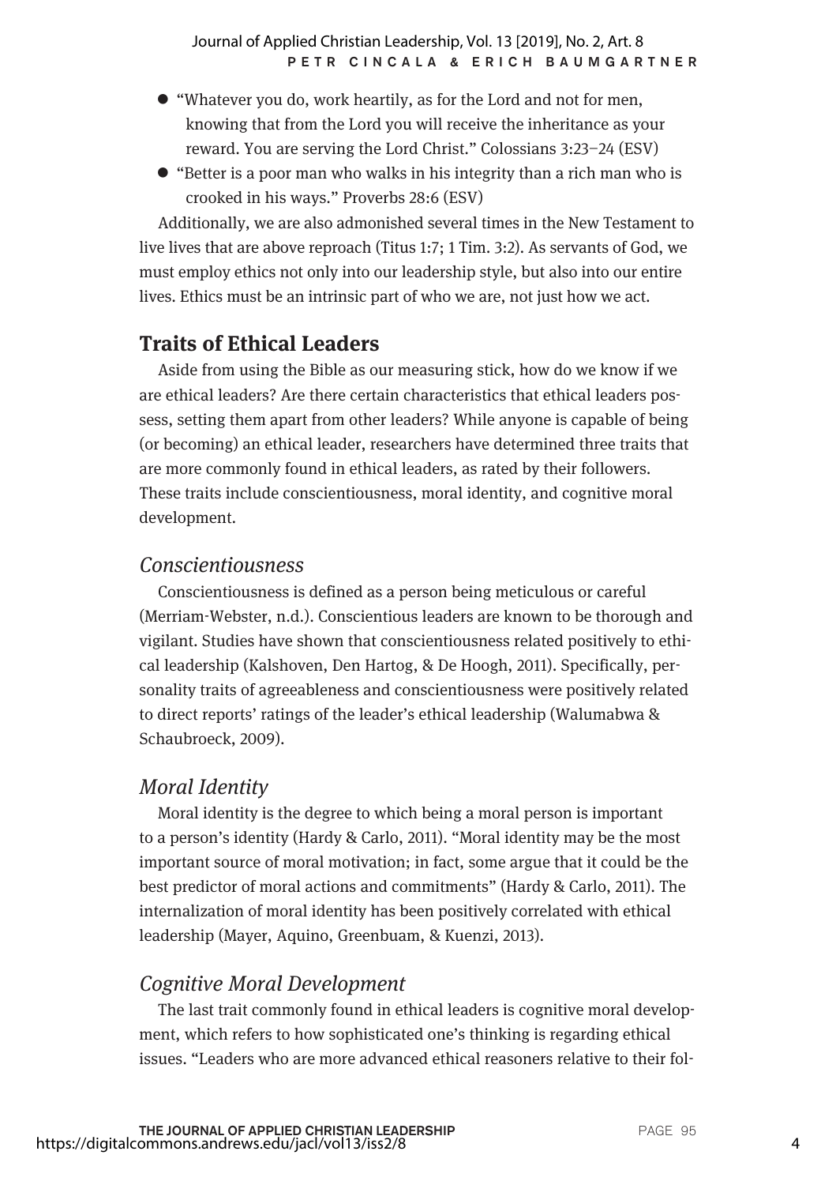- "Whatever you do, work heartily, as for the Lord and not for men, knowing that from the Lord you will receive the inheritance as your reward. You are serving the Lord Christ." Colossians 3:23–24 (ESV)
- "Better is a poor man who walks in his integrity than a rich man who is crooked in his ways." Proverbs 28:6 (ESV)

Additionally, we are also admonished several times in the New Testament to live lives that are above reproach (Titus 1:7; 1 Tim. 3:2). As servants of God, we must employ ethics not only into our leadership style, but also into our entire lives. Ethics must be an intrinsic part of who we are, not just how we act.

## Traits of Ethical Leaders

Aside from using the Bible as our measuring stick, how do we know if we are ethical leaders? Are there certain characteristics that ethical leaders possess, setting them apart from other leaders? While anyone is capable of being (or becoming) an ethical leader, researchers have determined three traits that are more commonly found in ethical leaders, as rated by their followers. These traits include conscientiousness, moral identity, and cognitive moral development.

### *Conscientiousness*

Conscientiousness is defined as a person being meticulous or careful (Merriam-Webster, n.d.). Conscientious leaders are known to be thorough and vigilant. Studies have shown that conscientiousness related positively to ethical leadership (Kalshoven, Den Hartog, & De Hoogh, 2011). Specifically, personality traits of agreeableness and conscientiousness were positively related to direct reports' ratings of the leader's ethical leadership (Walumabwa & Schaubroeck, 2009).

### *Moral Identity*

Moral identity is the degree to which being a moral person is important to a person's identity (Hardy & Carlo, 2011). "Moral identity may be the most important source of moral motivation; in fact, some argue that it could be the best predictor of moral actions and commitments" (Hardy & Carlo, 2011). The internalization of moral identity has been positively correlated with ethical leadership (Mayer, Aquino, Greenbuam, & Kuenzi, 2013).

### *Cognitive Moral Development*

The last trait commonly found in ethical leaders is cognitive moral development, which refers to how sophisticated one's thinking is regarding ethical issues. "Leaders who are more advanced ethical reasoners relative to their fol-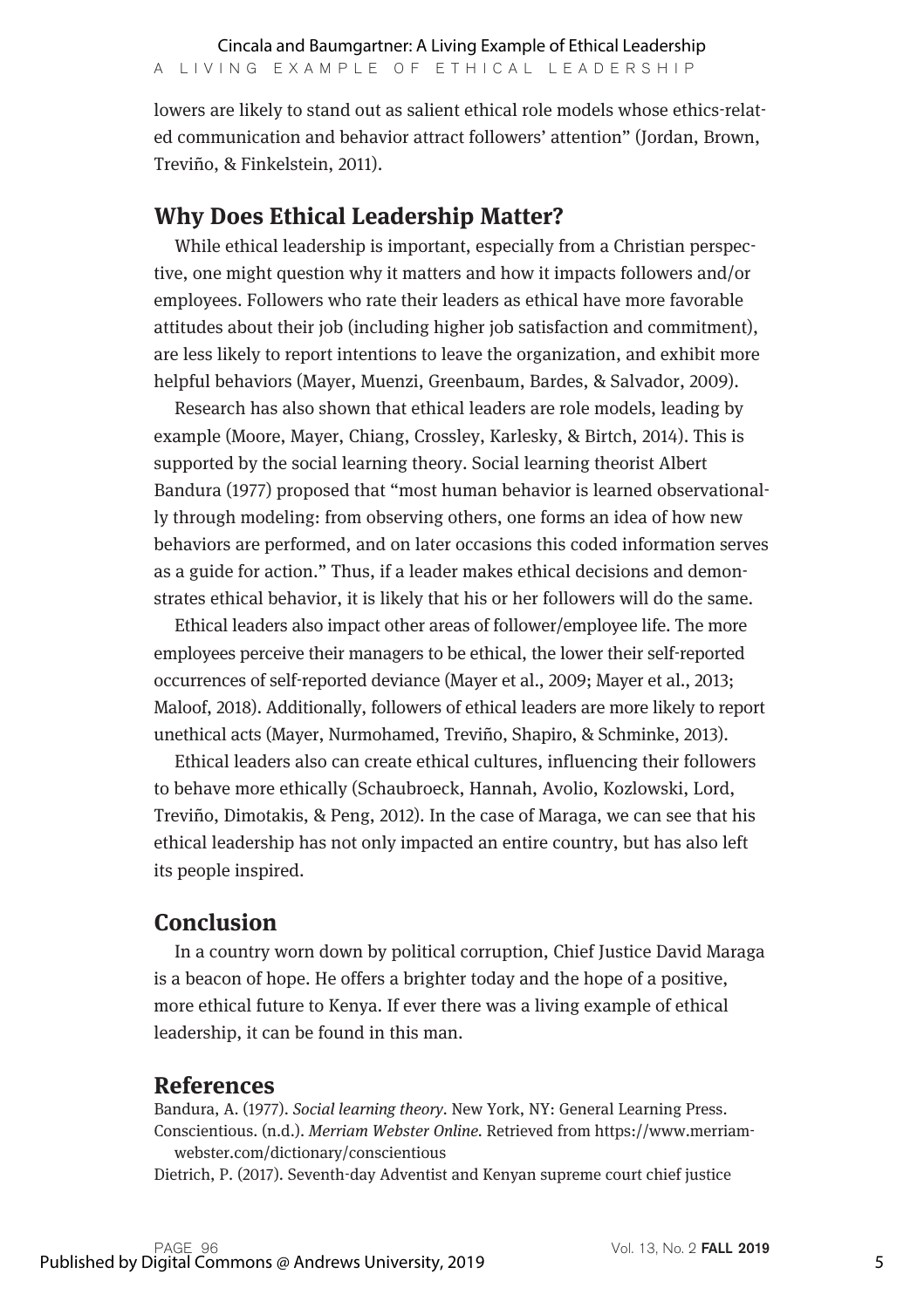lowers are likely to stand out as salient ethical role models whose ethics-related communication and behavior attract followers' attention" (Jordan, Brown, Treviño, & Finkelstein, 2011).

## Why Does Ethical Leadership Matter?

While ethical leadership is important, especially from a Christian perspective, one might question why it matters and how it impacts followers and/or employees. Followers who rate their leaders as ethical have more favorable attitudes about their job (including higher job satisfaction and commitment), are less likely to report intentions to leave the organization, and exhibit more helpful behaviors (Mayer, Muenzi, Greenbaum, Bardes, & Salvador, 2009).

Research has also shown that ethical leaders are role models, leading by example (Moore, Mayer, Chiang, Crossley, Karlesky, & Birtch, 2014). This is supported by the social learning theory. Social learning theorist Albert Bandura (1977) proposed that "most human behavior is learned observationally through modeling: from observing others, one forms an idea of how new behaviors are performed, and on later occasions this coded information serves as a guide for action." Thus, if a leader makes ethical decisions and demonstrates ethical behavior, it is likely that his or her followers will do the same.

Ethical leaders also impact other areas of follower/employee life. The more employees perceive their managers to be ethical, the lower their self-reported occurrences of self-reported deviance (Mayer et al., 2009; Mayer et al., 2013; Maloof, 2018). Additionally, followers of ethical leaders are more likely to report unethical acts (Mayer, Nurmohamed, Treviño, Shapiro, & Schminke, 2013).

Ethical leaders also can create ethical cultures, influencing their followers to behave more ethically (Schaubroeck, Hannah, Avolio, Kozlowski, Lord, Treviño, Dimotakis, & Peng, 2012). In the case of Maraga, we can see that his ethical leadership has not only impacted an entire country, but has also left its people inspired.

## Conclusion

In a country worn down by political corruption, Chief Justice David Maraga is a beacon of hope. He offers a brighter today and the hope of a positive, more ethical future to Kenya. If ever there was a living example of ethical leadership, it can be found in this man.

## References

Bandura, A. (1977). *Social learning theory*. New York, NY: General Learning Press.

Conscientious. (n.d.). *Merriam Webster Online*. Retrieved from https://www.merriam-webster.com/dictionary/conscientious

Dietrich, P. (2017). Seventh-day Adventist and Kenyan supreme court chief justice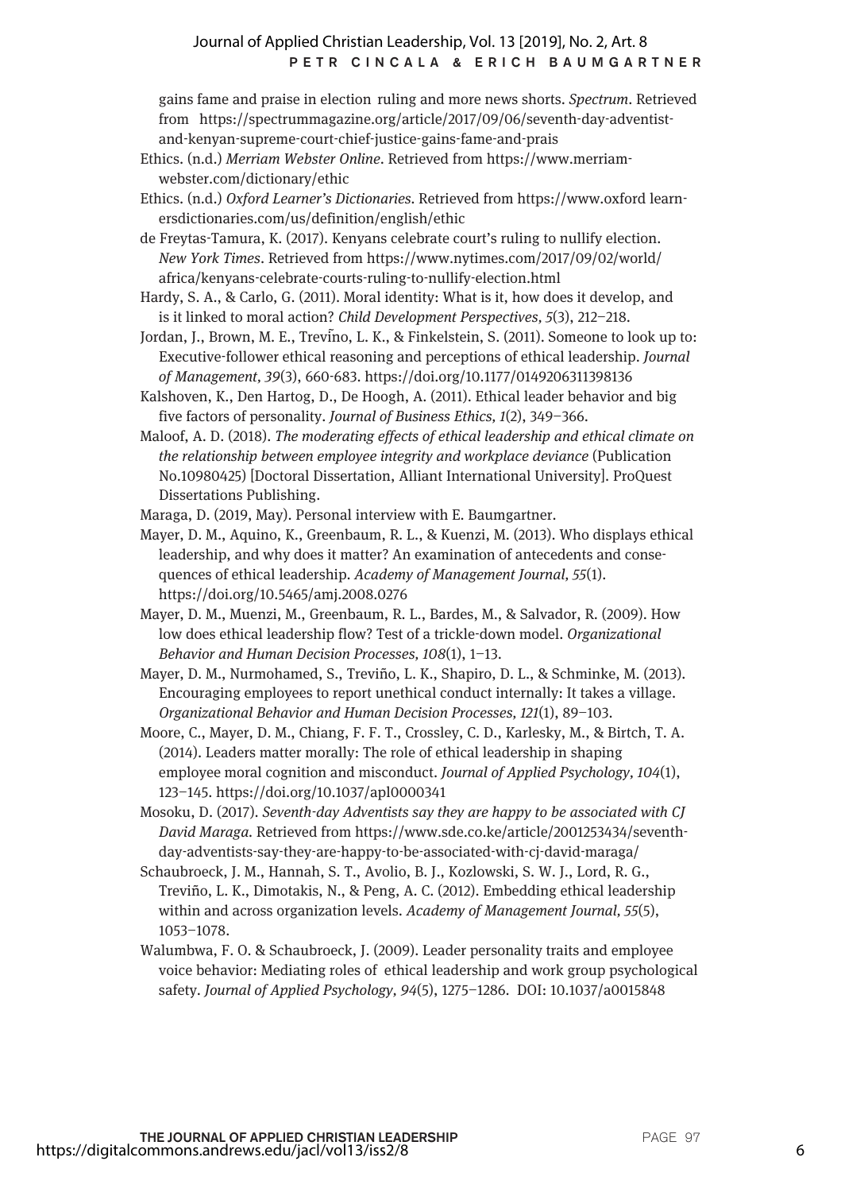gains fame and praise in election ruling and more news shorts. *Spectrum*. Retrieved from https://spectrummagazine.org/article/2017/09/06/seventh-day-adventist-and-kenyan-supreme-court-chief-justice-gains-fame-and-prais

Ethics. (n.d.) *Merriam Webster Online*. Retrieved from https://www.merriam-webster.com/dictionary/ethic

Ethics. (n.d.) *Oxford Learner's Dictionaries*. Retrieved from https://www.oxford learnersdictionaries.com/us/definition/english/ethic

de Freytas-Tamura, K. (2017). Kenyans celebrate court's ruling to nullify election. *New York Times*. Retrieved from https://www.nytimes.com/2017/09/02/world/africa/kenyans-celebrate-courts-ruling-to-nullify-election.html

Hardy, S. A., & Carlo, G. (2011). Moral identity: What is it, how does it develop, and is it linked to moral action? *Child Development Perspectives, 5*(3), 212–218.

Jordan, J., Brown, M. E., Trevĩno, L. K., & Finkelstein, S. (2011). Someone to look up to: Executive-follower ethical reasoning and perceptions of ethical leadership. *Journal of Management, 39*(3), 660-683. https://doi.org/10.1177/0149206311398136

Kalshoven, K., Den Hartog, D., De Hoogh, A. (2011). Ethical leader behavior and big five factors of personality. *Journal of Business Ethics, 1*(2), 349–366.

Maloof, A. D. (2018). *The moderating effects of ethical leadership and ethical climate on the relationship between employee integrity and workplace deviance* (Publication No.10980425) [Doctoral Dissertation, Alliant International University]. ProQuest Dissertations Publishing.

Maraga, D. (2019, May). Personal interview with E. Baumgartner.

Mayer, D. M., Aquino, K., Greenbaum, R. L., & Kuenzi, M. (2013). Who displays ethical leadership, and why does it matter? An examination of antecedents and consequences of ethical leadership. *Academy of Management Journal, 55*(1). https://doi.org/10.5465/amj.2008.0276

Mayer, D. M., Muenzi, M., Greenbaum, R. L., Bardes, M., & Salvador, R. (2009). How low does ethical leadership flow? Test of a trickle-down model. *Organizational Behavior and Human Decision Processes, 108*(1), 1–13.

Mayer, D. M., Nurmohamed, S., Treviño, L. K., Shapiro, D. L., & Schminke, M. (2013). Encouraging employees to report unethical conduct internally: It takes a village. *Organizational Behavior and Human Decision Processes, 121*(1), 89–103.

Moore, C., Mayer, D. M., Chiang, F. F. T., Crossley, C. D., Karlesky, M., & Birtch, T. A. (2014). Leaders matter morally: The role of ethical leadership in shaping employee moral cognition and misconduct. *Journal of Applied Psychology, 104*(1), 123–145. https://doi.org/10.1037/apl0000341

Mosoku, D. (2017). *Seventh-day Adventists say they are happy to be associated with CJ David Maraga*. Retrieved from https://www.sde.co.ke/article/2001253434/seventh-day-adventists-say-they-are-happy-to-be-associated-with-cj-david-maraga/

Schaubroeck, J. M., Hannah, S. T., Avolio, B. J., Kozlowski, S. W. J., Lord, R. G., Treviño, L. K., Dimotakis, N., & Peng, A. C. (2012). Embedding ethical leadership within and across organization levels. *Academy of Management Journal, 55*(5), 1053–1078.

Walumbwa, F. O. & Schaubroeck, J. (2009). Leader personality traits and employee voice behavior: Mediating roles of ethical leadership and work group psychological safety. *Journal of Applied Psychology, 94*(5), 1275–1286. DOI: 10.1037/a0015848